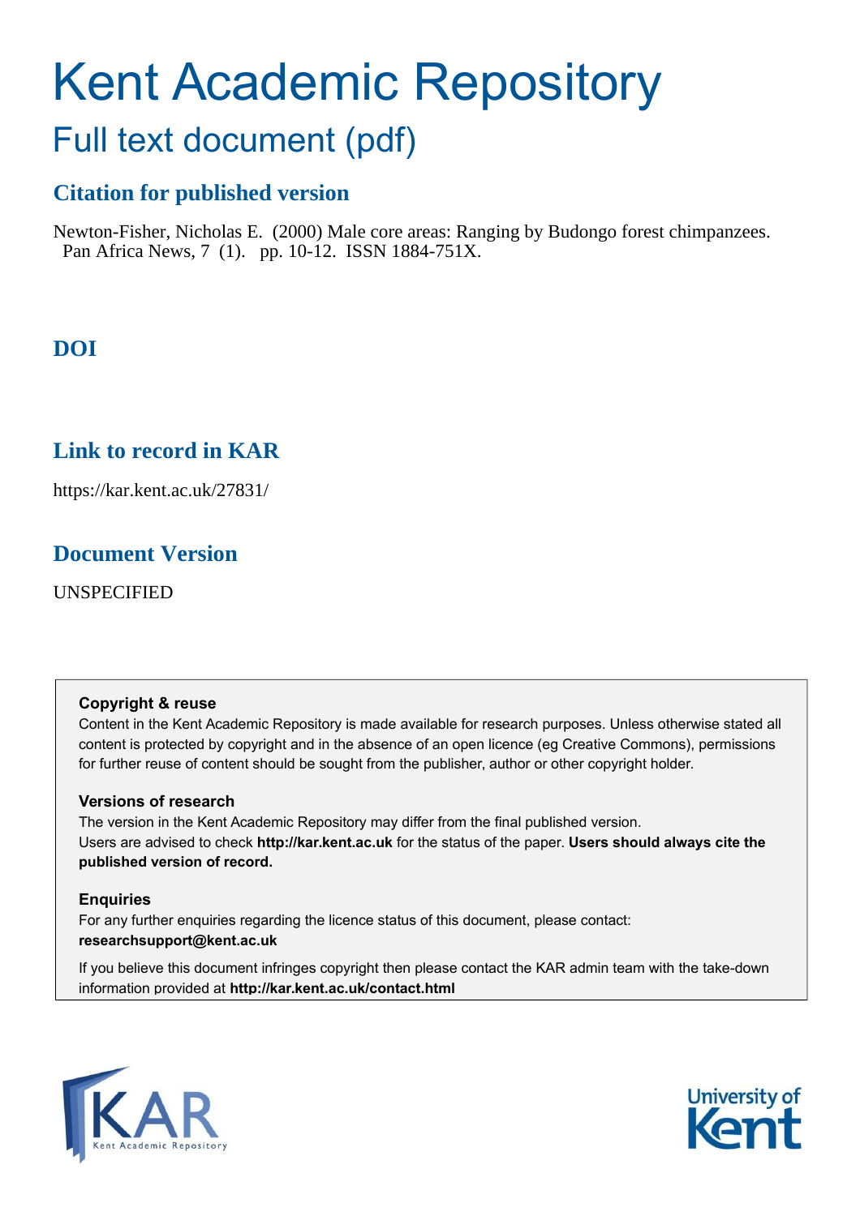# Kent Academic Repository

## Full text document (pdf)

### Citation for published version

Newton-Fisher, Nicholas E. (2000) Male core areas: Ranging by Budongo forest chimpanzees. Pan Africa News, 7 (1). pp. 10-12. ISSN 1884-751X.

### DOI

### Link to record in KAR

https://kar.kent.ac.uk/27831/

### Document Version

UNSPECIFIED

**Copyright & reuse**

Content in the Kent Academic Repository is made available for research purposes. Unless otherwise stated all content is protected by copyright and in the absence of an open licence (eg Creative Commons), permissions for further reuse of content should be sought from the publisher, author or other copyright holder.

**Versions of research**

The version in the Kent Academic Repository may differ from the final published version. Users are advised to check **http://kar.kent.ac.uk** for the status of the paper. **Users should always cite the published version of record.**

**Enquiries**

For any further enquiries regarding the licence status of this document, please contact: **researchsupport@kent.ac.uk**

If you believe this document infringes copyright then please contact the KAR admin team with the take-down information provided at **http://kar.kent.ac.uk/contact.html**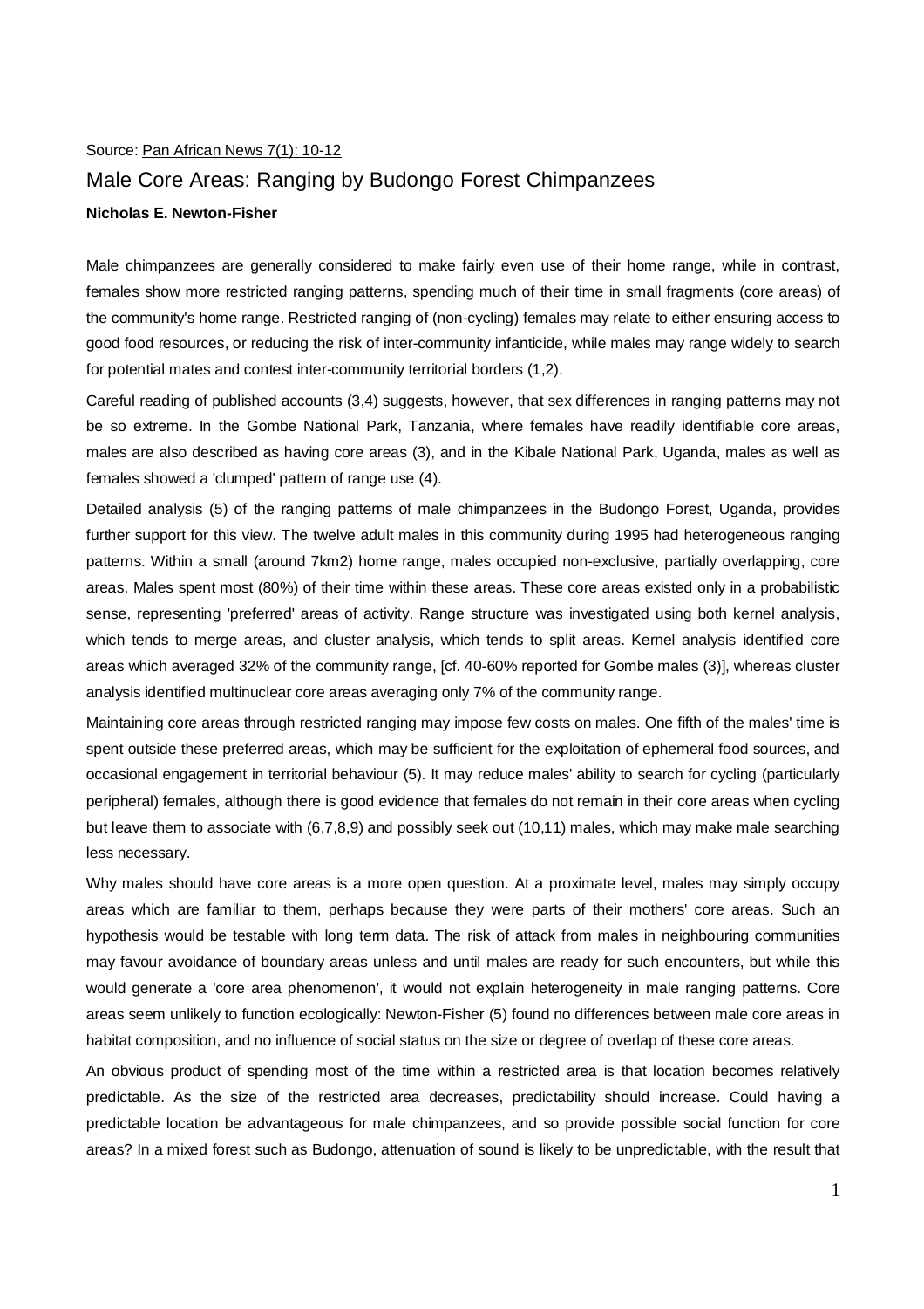Source: Pan African News 7(1): 10-12

# Male Core Areas: Ranging by Budongo Forest Chimpanzees

**Nicholas E. Newton-Fisher**

Male chimpanzees are generally considered to make fairly even use of their home range, while in contrast, females show more restricted ranging patterns, spending much of their time in small fragments (core areas) of the community's home range. Restricted ranging of (non-cycling) females may relate to either ensuring access to good food resources, or reducing the risk of inter-community infanticide, while males may range widely to search for potential mates and contest inter-community territorial borders (1,2).

Careful reading of published accounts (3,4) suggests, however, that sex differences in ranging patterns may not be so extreme. In the Gombe National Park, Tanzania, where females have readily identifiable core areas, males are also described as having core areas (3), and in the Kibale National Park, Uganda, males as well as females showed a 'clumped' pattern of range use (4).

Detailed analysis (5) of the ranging patterns of male chimpanzees in the Budongo Forest, Uganda, provides further support for this view. The twelve adult males in this community during 1995 had heterogeneous ranging patterns. Within a small (around 7km2) home range, males occupied non-exclusive, partially overlapping, core areas. Males spent most (80%) of their time within these areas. These core areas existed only in a probabilistic sense, representing 'preferred' areas of activity. Range structure was investigated using both kernel analysis, which tends to merge areas, and cluster analysis, which tends to split areas. Kernel analysis identified core areas which averaged 32% of the community range, [cf. 40-60% reported for Gombe males (3)], whereas cluster analysis identified multinuclear core areas averaging only 7% of the community range.

Maintaining core areas through restricted ranging may impose few costs on males. One fifth of the males' time is spent outside these preferred areas, which may be sufficient for the exploitation of ephemeral food sources, and occasional engagement in territorial behaviour (5). It may reduce males' ability to search for cycling (particularly peripheral) females, although there is good evidence that females do not remain in their core areas when cycling but leave them to associate with (6,7,8,9) and possibly seek out (10,11) males, which may make male searching less necessary.

Why males should have core areas is a more open question. At a proximate level, males may simply occupy areas which are familiar to them, perhaps because they were parts of their mothers' core areas. Such an hypothesis would be testable with long term data. The risk of attack from males in neighbouring communities may favour avoidance of boundary areas unless and until males are ready for such encounters, but while this would generate a 'core area phenomenon', it would not explain heterogeneity in male ranging patterns. Core areas seem unlikely to function ecologically: Newton-Fisher (5) found no differences between male core areas in habitat composition, and no influence of social status on the size or degree of overlap of these core areas.

An obvious product of spending most of the time within a restricted area is that location becomes relatively predictable. As the size of the restricted area decreases, predictability should increase. Could having a predictable location be advantageous for male chimpanzees, and so provide possible social function for core areas? In a mixed forest such as Budongo, attenuation of sound is likely to be unpredictable, with the result that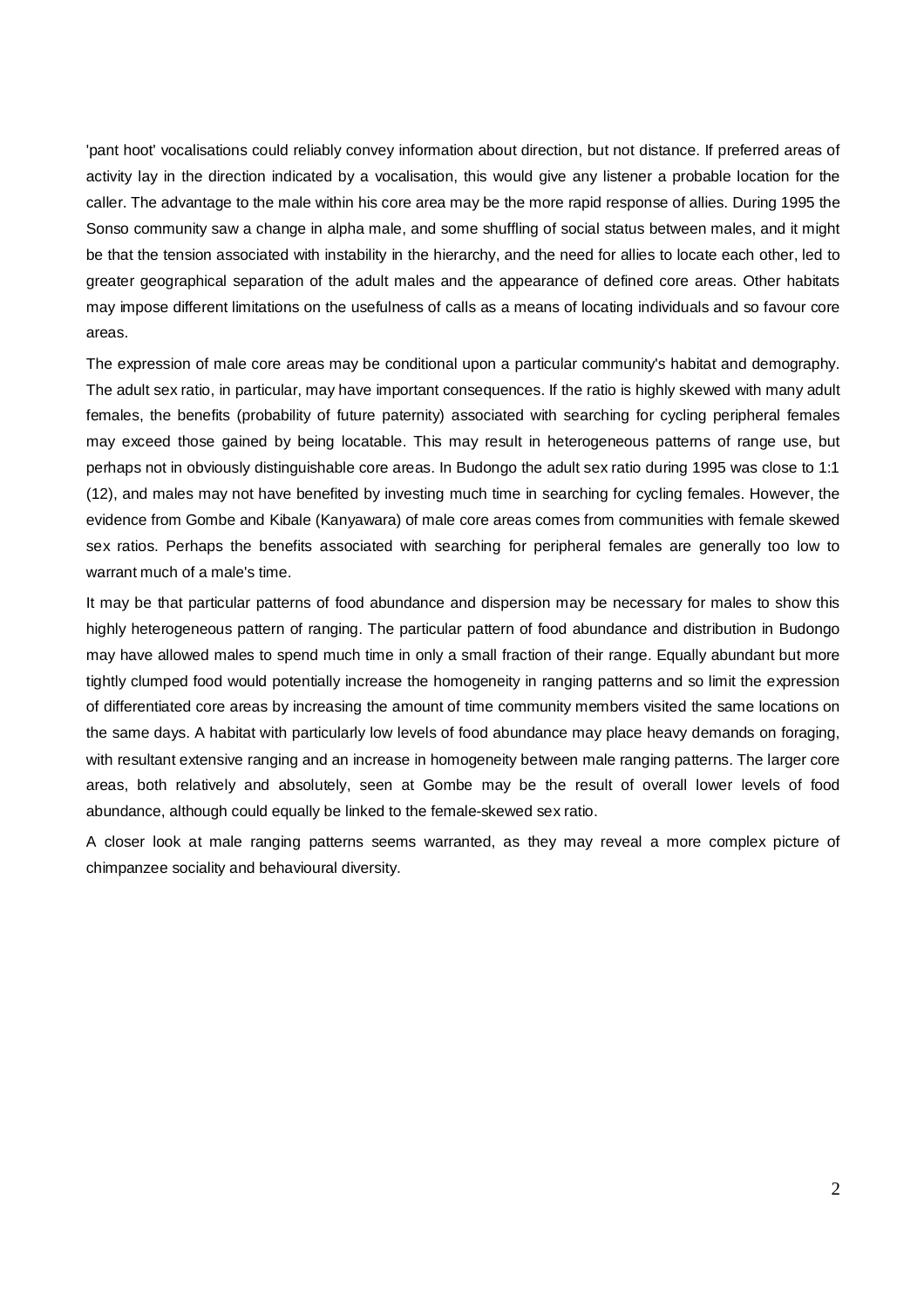'pant hoot' vocalisations could reliably convey information about direction, but not distance. If preferred areas of activity lay in the direction indicated by a vocalisation, this would give any listener a probable location for the caller. The advantage to the male within his core area may be the more rapid response of allies. During 1995 the Sonso community saw a change in alpha male, and some shuffling of social status between males, and it might be that the tension associated with instability in the hierarchy, and the need for allies to locate each other, led to greater geographical separation of the adult males and the appearance of defined core areas. Other habitats may impose different limitations on the usefulness of calls as a means of locating individuals and so favour core areas.

The expression of male core areas may be conditional upon a particular community's habitat and demography. The adult sex ratio, in particular, may have important consequences. If the ratio is highly skewed with many adult females, the benefits (probability of future paternity) associated with searching for cycling peripheral females may exceed those gained by being locatable. This may result in heterogeneous patterns of range use, but perhaps not in obviously distinguishable core areas. In Budongo the adult sex ratio during 1995 was close to 1:1 (12), and males may not have benefited by investing much time in searching for cycling females. However, the evidence from Gombe and Kibale (Kanyawara) of male core areas comes from communities with female skewed sex ratios. Perhaps the benefits associated with searching for peripheral females are generally too low to warrant much of a male's time.

It may be that particular patterns of food abundance and dispersion may be necessary for males to show this highly heterogeneous pattern of ranging. The particular pattern of food abundance and distribution in Budongo may have allowed males to spend much time in only a small fraction of their range. Equally abundant but more tightly clumped food would potentially increase the homogeneity in ranging patterns and so limit the expression of differentiated core areas by increasing the amount of time community members visited the same locations on the same days. A habitat with particularly low levels of food abundance may place heavy demands on foraging, with resultant extensive ranging and an increase in homogeneity between male ranging patterns. The larger core areas, both relatively and absolutely, seen at Gombe may be the result of overall lower levels of food abundance, although could equally be linked to the female-skewed sex ratio.

A closer look at male ranging patterns seems warranted, as they may reveal a more complex picture of chimpanzee sociality and behavioural diversity.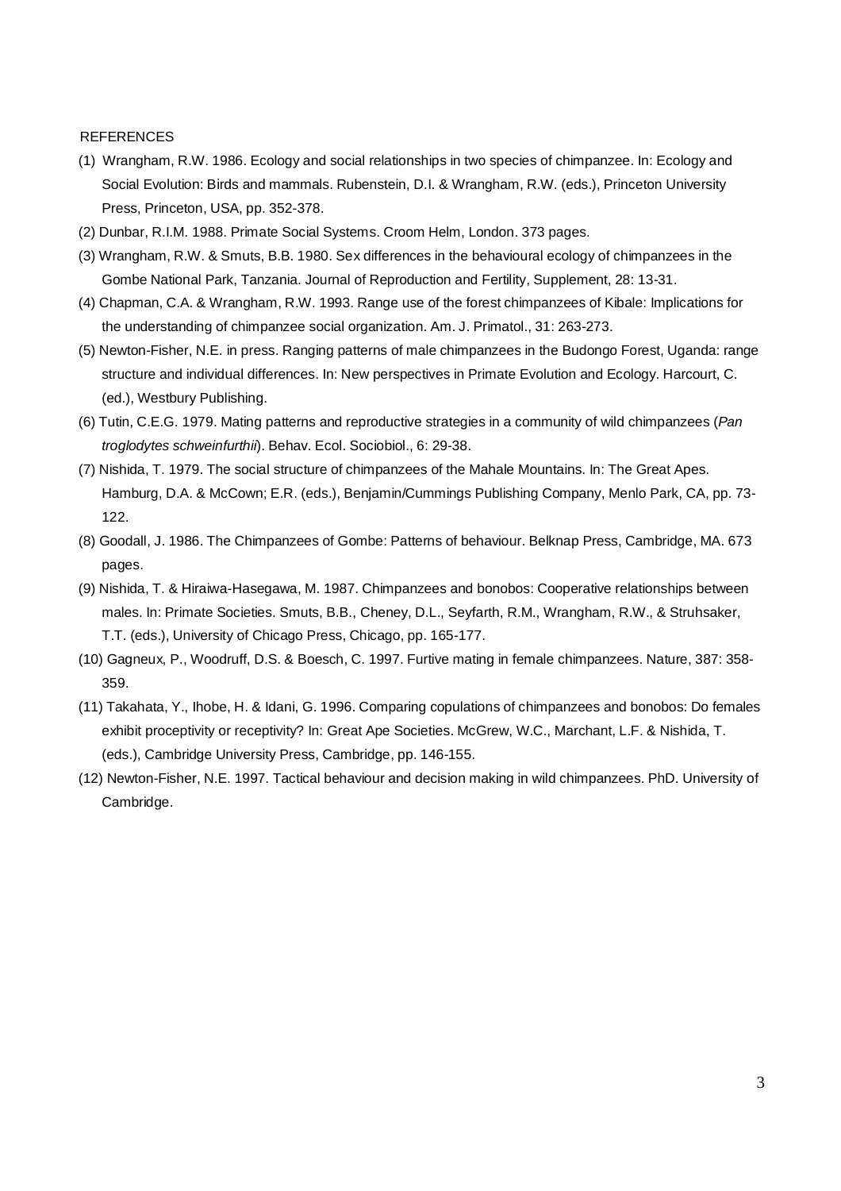REFERENCES

(1) Wrangham, R.W. 1986. Ecology and social relationships in two species of chimpanzee. In: Ecology and Social Evolution: Birds and mammals. Rubenstein, D.I. & Wrangham, R.W. (eds.), Princeton University Press, Princeton, USA, pp. 352-378.

(2) Dunbar, R.I.M. 1988. Primate Social Systems. Croom Helm, London. 373 pages.

(3) Wrangham, R.W. & Smuts, B.B. 1980. Sex differences in the behavioural ecology of chimpanzees in the Gombe National Park, Tanzania. Journal of Reproduction and Fertility, Supplement, 28: 13-31.

(4) Chapman, C.A. & Wrangham, R.W. 1993. Range use of the forest chimpanzees of Kibale: Implications for the understanding of chimpanzee social organization. Am. J. Primatol., 31: 263-273.

(5) Newton-Fisher, N.E. in press. Ranging patterns of male chimpanzees in the Budongo Forest, Uganda: range structure and individual differences. In: New perspectives in Primate Evolution and Ecology. Harcourt, C. (ed.), Westbury Publishing.

(6) Tutin, C.E.G. 1979. Mating patterns and reproductive strategies in a community of wild chimpanzees (*Pan troglodytes schweinfurthii*). Behav. Ecol. Sociobiol., 6: 29-38.

(7) Nishida, T. 1979. The social structure of chimpanzees of the Mahale Mountains. In: The Great Apes. Hamburg, D.A. & McCown; E.R. (eds.), Benjamin/Cummings Publishing Company, Menlo Park, CA, pp. 73-122.

(8) Goodall, J. 1986. The Chimpanzees of Gombe: Patterns of behaviour. Belknap Press, Cambridge, MA. 673 pages.

(9) Nishida, T. & Hiraiwa-Hasegawa, M. 1987. Chimpanzees and bonobos: Cooperative relationships between males. In: Primate Societies. Smuts, B.B., Cheney, D.L., Seyfarth, R.M., Wrangham, R.W., & Struhsaker, T.T. (eds.), University of Chicago Press, Chicago, pp. 165-177.

(10) Gagneux, P., Woodruff, D.S. & Boesch, C. 1997. Furtive mating in female chimpanzees. Nature, 387: 358-359.

(11) Takahata, Y., Ihobe, H. & Idani, G. 1996. Comparing copulations of chimpanzees and bonobos: Do females exhibit proceptivity or receptivity? In: Great Ape Societies. McGrew, W.C., Marchant, L.F. & Nishida, T. (eds.), Cambridge University Press, Cambridge, pp. 146-155.

(12) Newton-Fisher, N.E. 1997. Tactical behaviour and decision making in wild chimpanzees. PhD. University of Cambridge.